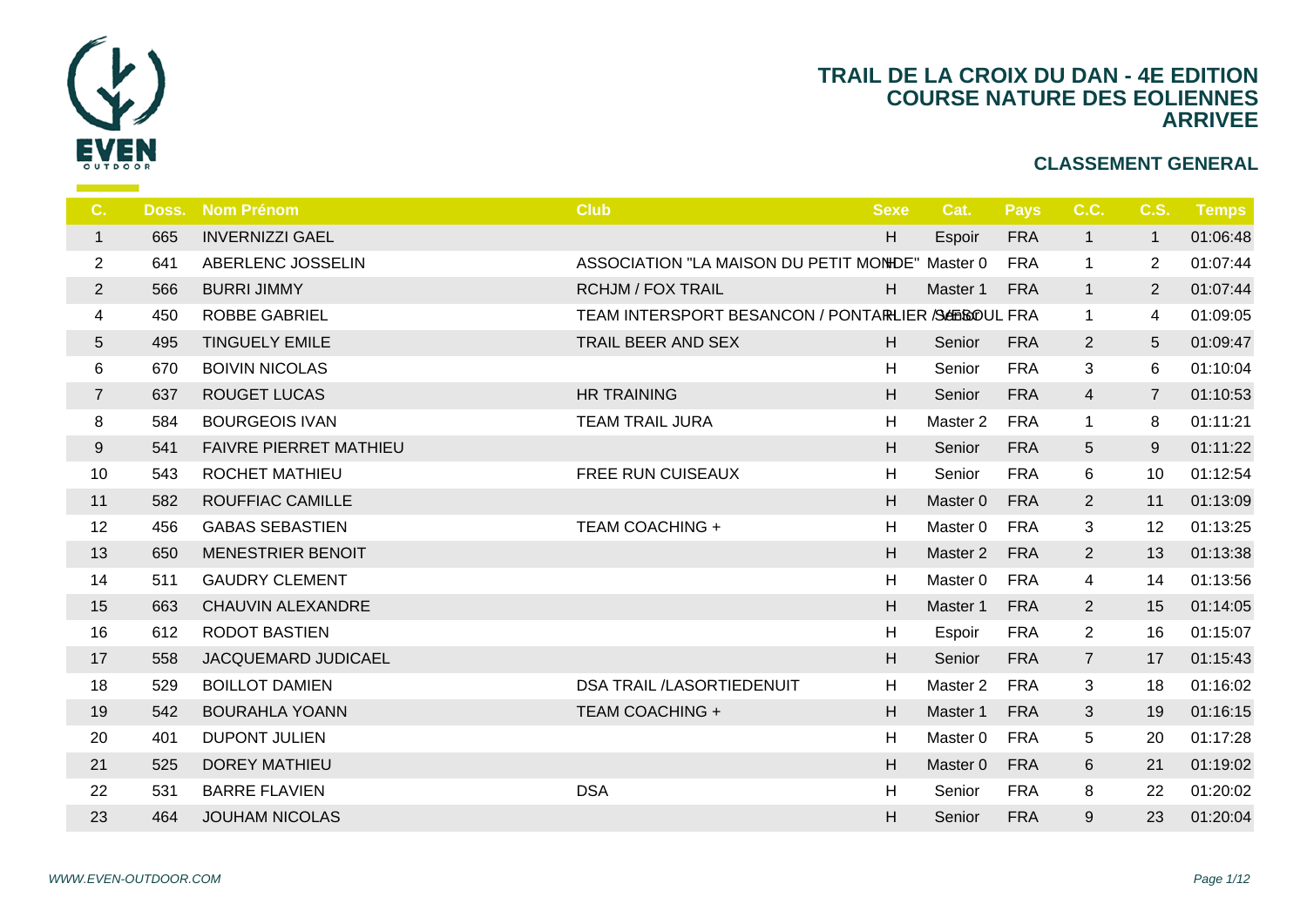# TRAIL DE LA CROIX DU DAN - 4E EDITION
# COURSE NATURE DES EOLIENNES
# ARRIVEE

## CLASSEMENT GENERAL

| C. | Doss. | Nom Prénom | Club | Sexe | Cat. | Pays | C.C. | C.S. | Temps |
|---|---|---|---|---|---|---|---|---|---|
| 1 | 665 | INVERNIZZI GAEL | | H | Espoir | FRA | 1 | 1 | 01:06:48 |
| 2 | 641 | ABERLENC JOSSELIN | ASSOCIATION "LA MAISON DU PETIT MONDE" | H | Master 0 | FRA | 1 | 2 | 01:07:44 |
| 2 | 566 | BURRI JIMMY | RCHJM / FOX TRAIL | H | Master 1 | FRA | 1 | 2 | 01:07:44 |
| 4 | 450 | ROBBE GABRIEL | TEAM INTERSPORT BESANCON / PONTARLIER / VESOUL | H | Senior | FRA | 1 | 4 | 01:09:05 |
| 5 | 495 | TINGUELY EMILE | TRAIL BEER AND SEX | H | Senior | FRA | 2 | 5 | 01:09:47 |
| 6 | 670 | BOIVIN NICOLAS | | H | Senior | FRA | 3 | 6 | 01:10:04 |
| 7 | 637 | ROUGET LUCAS | HR TRAINING | H | Senior | FRA | 4 | 7 | 01:10:53 |
| 8 | 584 | BOURGEOIS IVAN | TEAM TRAIL JURA | H | Master 2 | FRA | 1 | 8 | 01:11:21 |
| 9 | 541 | FAIVRE PIERRET MATHIEU | | H | Senior | FRA | 5 | 9 | 01:11:22 |
| 10 | 543 | ROCHET MATHIEU | FREE RUN CUISEAUX | H | Senior | FRA | 6 | 10 | 01:12:54 |
| 11 | 582 | ROUFFIAC CAMILLE | | H | Master 0 | FRA | 2 | 11 | 01:13:09 |
| 12 | 456 | GABAS SEBASTIEN | TEAM COACHING + | H | Master 0 | FRA | 3 | 12 | 01:13:25 |
| 13 | 650 | MENESTRIER BENOIT | | H | Master 2 | FRA | 2 | 13 | 01:13:38 |
| 14 | 511 | GAUDRY CLEMENT | | H | Master 0 | FRA | 4 | 14 | 01:13:56 |
| 15 | 663 | CHAUVIN ALEXANDRE | | H | Master 1 | FRA | 2 | 15 | 01:14:05 |
| 16 | 612 | RODOT BASTIEN | | H | Espoir | FRA | 2 | 16 | 01:15:07 |
| 17 | 558 | JACQUEMARD JUDICAEL | | H | Senior | FRA | 7 | 17 | 01:15:43 |
| 18 | 529 | BOILLOT DAMIEN | DSA TRAIL /LASORTIEDENUIT | H | Master 2 | FRA | 3 | 18 | 01:16:02 |
| 19 | 542 | BOURAHLA YOANN | TEAM COACHING + | H | Master 1 | FRA | 3 | 19 | 01:16:15 |
| 20 | 401 | DUPONT JULIEN | | H | Master 0 | FRA | 5 | 20 | 01:17:28 |
| 21 | 525 | DOREY MATHIEU | | H | Master 0 | FRA | 6 | 21 | 01:19:02 |
| 22 | 531 | BARRE FLAVIEN | DSA | H | Senior | FRA | 8 | 22 | 01:20:02 |
| 23 | 464 | JOUHAM NICOLAS | | H | Senior | FRA | 9 | 23 | 01:20:04 |

*WWW.EVEN-OUTDOOR.COM*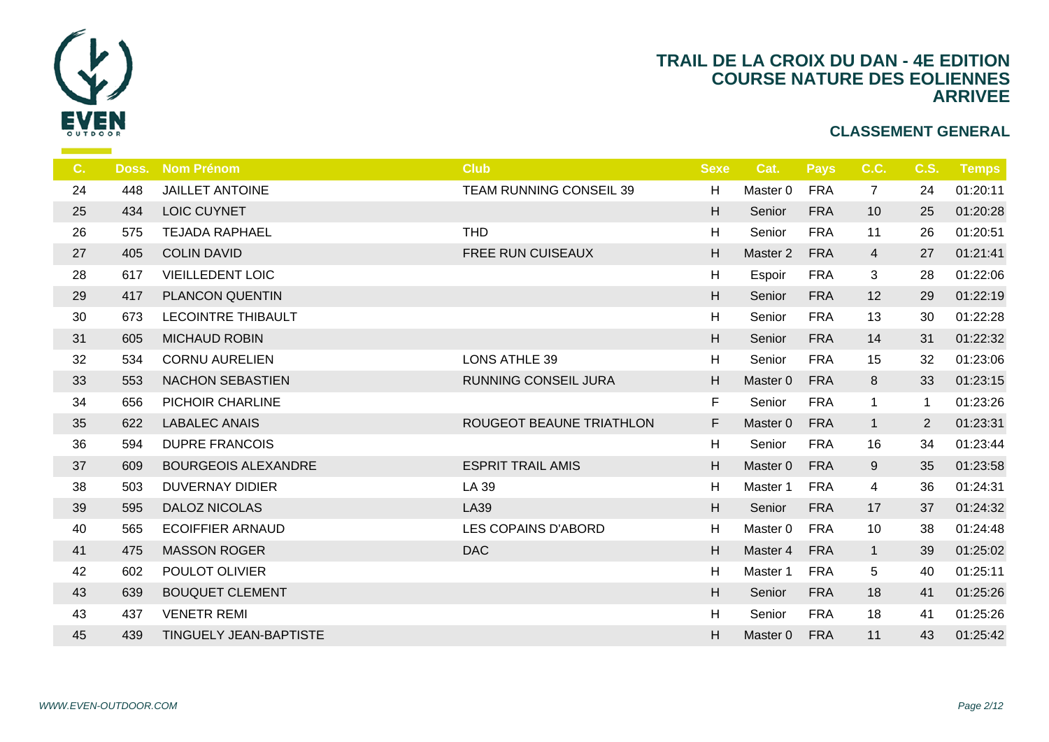# TRAIL DE LA CROIX DU DAN - 4E EDITION
## COURSE NATURE DES EOLIENNES
## ARRIVEE

### CLASSEMENT GENERAL

| C. | Doss. | Nom Prénom | Club | Sexe | Cat. | Pays | C.C. | C.S. | Temps |
|---|---|---|---|---|---|---|---|---|---|
| 24 | 448 | JAILLET ANTOINE | TEAM RUNNING CONSEIL 39 | H | Master 0 | FRA | 7 | 24 | 01:20:11 |
| 25 | 434 | LOIC CUYNET | | H | Senior | FRA | 10 | 25 | 01:20:28 |
| 26 | 575 | TEJADA RAPHAEL | THD | H | Senior | FRA | 11 | 26 | 01:20:51 |
| 27 | 405 | COLIN DAVID | FREE RUN CUISEAUX | H | Master 2 | FRA | 4 | 27 | 01:21:41 |
| 28 | 617 | VIEILLEDENT LOIC | | H | Espoir | FRA | 3 | 28 | 01:22:06 |
| 29 | 417 | PLANCON QUENTIN | | H | Senior | FRA | 12 | 29 | 01:22:19 |
| 30 | 673 | LECOINTRE THIBAULT | | H | Senior | FRA | 13 | 30 | 01:22:28 |
| 31 | 605 | MICHAUD ROBIN | | H | Senior | FRA | 14 | 31 | 01:22:32 |
| 32 | 534 | CORNU AURELIEN | LONS ATHLE 39 | H | Senior | FRA | 15 | 32 | 01:23:06 |
| 33 | 553 | NACHON SEBASTIEN | RUNNING CONSEIL JURA | H | Master 0 | FRA | 8 | 33 | 01:23:15 |
| 34 | 656 | PICHOIR CHARLINE | | F | Senior | FRA | 1 | 1 | 01:23:26 |
| 35 | 622 | LABALEC ANAIS | ROUGEOT BEAUNE TRIATHLON | F | Master 0 | FRA | 1 | 2 | 01:23:31 |
| 36 | 594 | DUPRE FRANCOIS | | H | Senior | FRA | 16 | 34 | 01:23:44 |
| 37 | 609 | BOURGEOIS ALEXANDRE | ESPRIT TRAIL AMIS | H | Master 0 | FRA | 9 | 35 | 01:23:58 |
| 38 | 503 | DUVERNAY DIDIER | LA 39 | H | Master 1 | FRA | 4 | 36 | 01:24:31 |
| 39 | 595 | DALOZ NICOLAS | LA39 | H | Senior | FRA | 17 | 37 | 01:24:32 |
| 40 | 565 | ECOIFFIER ARNAUD | LES COPAINS D'ABORD | H | Master 0 | FRA | 10 | 38 | 01:24:48 |
| 41 | 475 | MASSON ROGER | DAC | H | Master 4 | FRA | 1 | 39 | 01:25:02 |
| 42 | 602 | POULOT OLIVIER | | H | Master 1 | FRA | 5 | 40 | 01:25:11 |
| 43 | 639 | BOUQUET CLEMENT | | H | Senior | FRA | 18 | 41 | 01:25:26 |
| 43 | 437 | VENETR REMI | | H | Senior | FRA | 18 | 41 | 01:25:26 |
| 45 | 439 | TINGUELY JEAN-BAPTISTE | | H | Master 0 | FRA | 11 | 43 | 01:25:42 |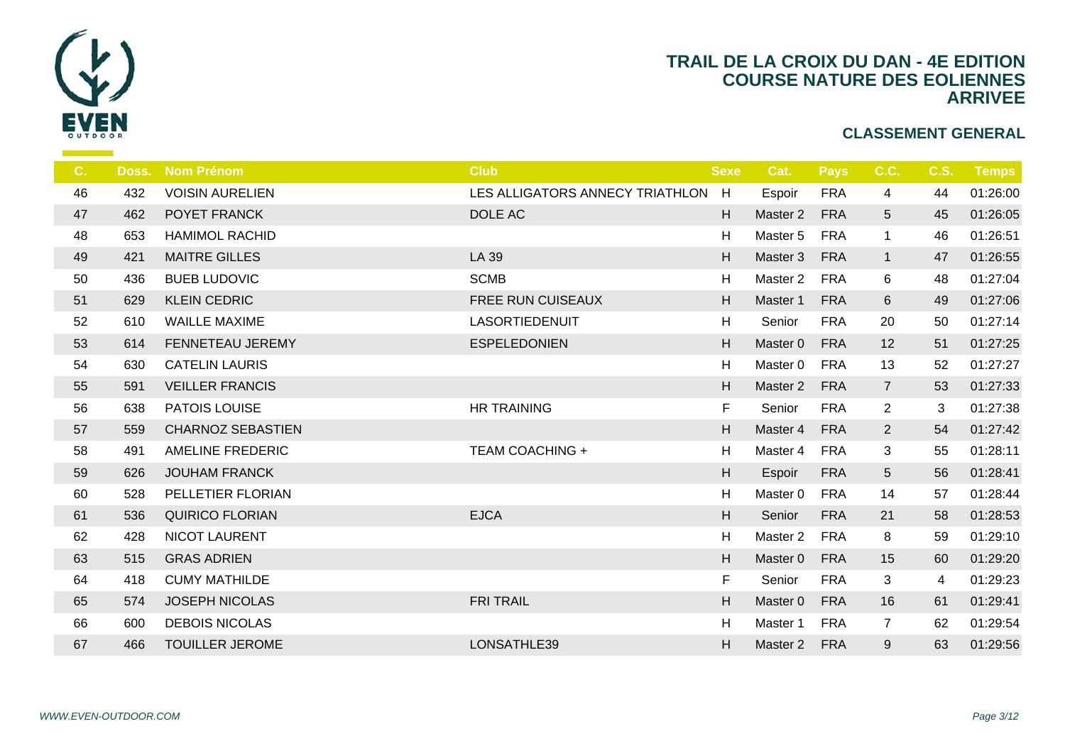# TRAIL DE LA CROIX DU DAN - 4E EDITION
## COURSE NATURE DES EOLIENNES
## ARRIVEE

### CLASSEMENT GENERAL

| C. | Doss. | Nom Prénom | Club | Sexe | Cat. | Pays | C.C. | C.S. | Temps |
|---|---|---|---|---|---|---|---|---|---|
| 46 | 432 | VOISIN AURELIEN | LES ALLIGATORS ANNECY TRIATHLON | H | Espoir | FRA | 4 | 44 | 01:26:00 |
| 47 | 462 | POYET FRANCK | DOLE AC | H | Master 2 | FRA | 5 | 45 | 01:26:05 |
| 48 | 653 | HAMIMOL RACHID | | H | Master 5 | FRA | 1 | 46 | 01:26:51 |
| 49 | 421 | MAITRE GILLES | LA 39 | H | Master 3 | FRA | 1 | 47 | 01:26:55 |
| 50 | 436 | BUEB LUDOVIC | SCMB | H | Master 2 | FRA | 6 | 48 | 01:27:04 |
| 51 | 629 | KLEIN CEDRIC | FREE RUN CUISEAUX | H | Master 1 | FRA | 6 | 49 | 01:27:06 |
| 52 | 610 | WAILLE MAXIME | LASORTIEDENUIT | H | Senior | FRA | 20 | 50 | 01:27:14 |
| 53 | 614 | FENNETEAU JEREMY | ESPELEDONIEN | H | Master 0 | FRA | 12 | 51 | 01:27:25 |
| 54 | 630 | CATELIN LAURIS | | H | Master 0 | FRA | 13 | 52 | 01:27:27 |
| 55 | 591 | VEILLER FRANCIS | | H | Master 2 | FRA | 7 | 53 | 01:27:33 |
| 56 | 638 | PATOIS LOUISE | HR TRAINING | F | Senior | FRA | 2 | 3 | 01:27:38 |
| 57 | 559 | CHARNOZ SEBASTIEN | | H | Master 4 | FRA | 2 | 54 | 01:27:42 |
| 58 | 491 | AMELINE FREDERIC | TEAM COACHING + | H | Master 4 | FRA | 3 | 55 | 01:28:11 |
| 59 | 626 | JOUHAM FRANCK | | H | Espoir | FRA | 5 | 56 | 01:28:41 |
| 60 | 528 | PELLETIER FLORIAN | | H | Master 0 | FRA | 14 | 57 | 01:28:44 |
| 61 | 536 | QUIRICO FLORIAN | EJCA | H | Senior | FRA | 21 | 58 | 01:28:53 |
| 62 | 428 | NICOT LAURENT | | H | Master 2 | FRA | 8 | 59 | 01:29:10 |
| 63 | 515 | GRAS ADRIEN | | H | Master 0 | FRA | 15 | 60 | 01:29:20 |
| 64 | 418 | CUMY MATHILDE | | F | Senior | FRA | 3 | 4 | 01:29:23 |
| 65 | 574 | JOSEPH NICOLAS | FRI TRAIL | H | Master 0 | FRA | 16 | 61 | 01:29:41 |
| 66 | 600 | DEBOIS NICOLAS | | H | Master 1 | FRA | 7 | 62 | 01:29:54 |
| 67 | 466 | TOUILLER JEROME | LONSATHLE39 | H | Master 2 | FRA | 9 | 63 | 01:29:56 |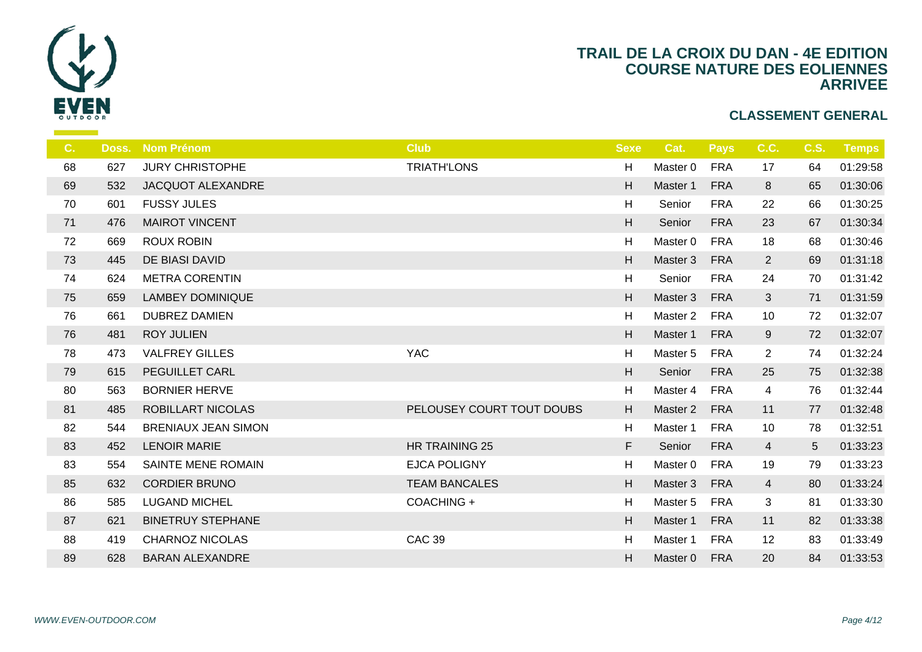# TRAIL DE LA CROIX DU DAN - 4E EDITION
## COURSE NATURE DES EOLIENNES
## ARRIVEE

### CLASSEMENT GENERAL

| C. | Doss. | Nom Prénom | Club | Sexe | Cat. | Pays | C.C. | C.S. | Temps |
|---|---|---|---|---|---|---|---|---|---|
| 68 | 627 | JURY CHRISTOPHE | TRIATH'LONS | H | Master 0 | FRA | 17 | 64 | 01:29:58 |
| 69 | 532 | JACQUOT ALEXANDRE | | H | Master 1 | FRA | 8 | 65 | 01:30:06 |
| 70 | 601 | FUSSY JULES | | H | Senior | FRA | 22 | 66 | 01:30:25 |
| 71 | 476 | MAIROT VINCENT | | H | Senior | FRA | 23 | 67 | 01:30:34 |
| 72 | 669 | ROUX ROBIN | | H | Master 0 | FRA | 18 | 68 | 01:30:46 |
| 73 | 445 | DE BIASI DAVID | | H | Master 3 | FRA | 2 | 69 | 01:31:18 |
| 74 | 624 | METRA CORENTIN | | H | Senior | FRA | 24 | 70 | 01:31:42 |
| 75 | 659 | LAMBEY DOMINIQUE | | H | Master 3 | FRA | 3 | 71 | 01:31:59 |
| 76 | 661 | DUBREZ DAMIEN | | H | Master 2 | FRA | 10 | 72 | 01:32:07 |
| 76 | 481 | ROY JULIEN | | H | Master 1 | FRA | 9 | 72 | 01:32:07 |
| 78 | 473 | VALFREY GILLES | YAC | H | Master 5 | FRA | 2 | 74 | 01:32:24 |
| 79 | 615 | PEGUILLET CARL | | H | Senior | FRA | 25 | 75 | 01:32:38 |
| 80 | 563 | BORNIER HERVE | | H | Master 4 | FRA | 4 | 76 | 01:32:44 |
| 81 | 485 | ROBILLART NICOLAS | PELOUSEY COURT TOUT DOUBS | H | Master 2 | FRA | 11 | 77 | 01:32:48 |
| 82 | 544 | BRENIAUX JEAN SIMON | | H | Master 1 | FRA | 10 | 78 | 01:32:51 |
| 83 | 452 | LENOIR MARIE | HR TRAINING 25 | F | Senior | FRA | 4 | 5 | 01:33:23 |
| 83 | 554 | SAINTE MENE ROMAIN | EJCA POLIGNY | H | Master 0 | FRA | 19 | 79 | 01:33:23 |
| 85 | 632 | CORDIER BRUNO | TEAM BANCALES | H | Master 3 | FRA | 4 | 80 | 01:33:24 |
| 86 | 585 | LUGAND MICHEL | COACHING + | H | Master 5 | FRA | 3 | 81 | 01:33:30 |
| 87 | 621 | BINETRUY STEPHANE | | H | Master 1 | FRA | 11 | 82 | 01:33:38 |
| 88 | 419 | CHARNOZ NICOLAS | CAC 39 | H | Master 1 | FRA | 12 | 83 | 01:33:49 |
| 89 | 628 | BARAN ALEXANDRE | | H | Master 0 | FRA | 20 | 84 | 01:33:53 |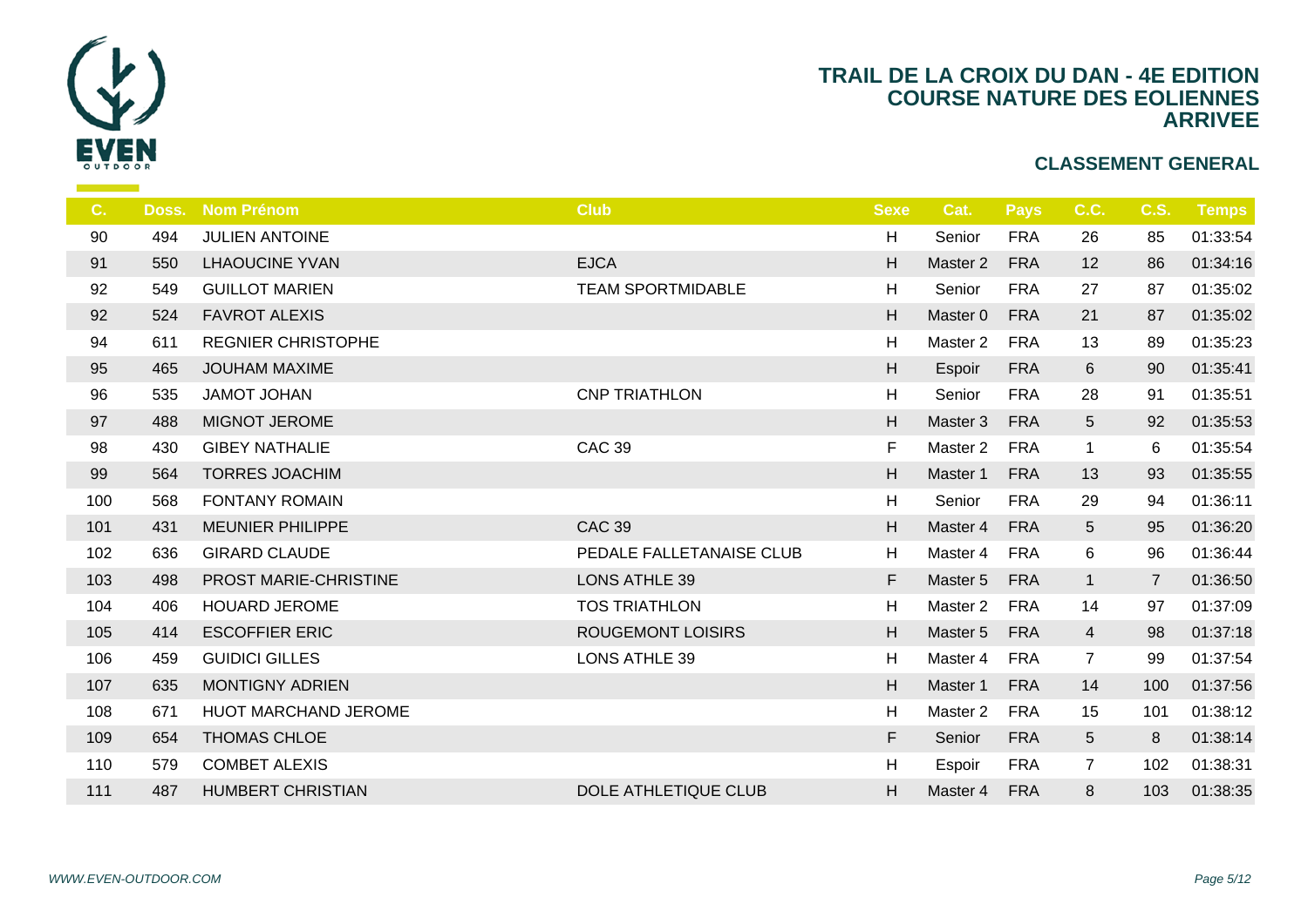# TRAIL DE LA CROIX DU DAN - 4E EDITION
# COURSE NATURE DES EOLIENNES
# ARRIVEE

## CLASSEMENT GENERAL

| C. | Doss. | Nom Prénom | Club | Sexe | Cat. | Pays | C.C. | C.S. | Temps |
|---|---|---|---|---|---|---|---|---|---|
| 90 | 494 | JULIEN ANTOINE | | H | Senior | FRA | 26 | 85 | 01:33:54 |
| 91 | 550 | LHAOUCINE YVAN | EJCA | H | Master 2 | FRA | 12 | 86 | 01:34:16 |
| 92 | 549 | GUILLOT MARIEN | TEAM SPORTMIDABLE | H | Senior | FRA | 27 | 87 | 01:35:02 |
| 92 | 524 | FAVROT ALEXIS | | H | Master 0 | FRA | 21 | 87 | 01:35:02 |
| 94 | 611 | REGNIER CHRISTOPHE | | H | Master 2 | FRA | 13 | 89 | 01:35:23 |
| 95 | 465 | JOUHAM MAXIME | | H | Espoir | FRA | 6 | 90 | 01:35:41 |
| 96 | 535 | JAMOT JOHAN | CNP TRIATHLON | H | Senior | FRA | 28 | 91 | 01:35:51 |
| 97 | 488 | MIGNOT JEROME | | H | Master 3 | FRA | 5 | 92 | 01:35:53 |
| 98 | 430 | GIBEY NATHALIE | CAC 39 | F | Master 2 | FRA | 1 | 6 | 01:35:54 |
| 99 | 564 | TORRES JOACHIM | | H | Master 1 | FRA | 13 | 93 | 01:35:55 |
| 100 | 568 | FONTANY ROMAIN | | H | Senior | FRA | 29 | 94 | 01:36:11 |
| 101 | 431 | MEUNIER PHILIPPE | CAC 39 | H | Master 4 | FRA | 5 | 95 | 01:36:20 |
| 102 | 636 | GIRARD CLAUDE | PEDALE FALLETANAISE CLUB | H | Master 4 | FRA | 6 | 96 | 01:36:44 |
| 103 | 498 | PROST MARIE-CHRISTINE | LONS ATHLE 39 | F | Master 5 | FRA | 1 | 7 | 01:36:50 |
| 104 | 406 | HOUARD JEROME | TOS TRIATHLON | H | Master 2 | FRA | 14 | 97 | 01:37:09 |
| 105 | 414 | ESCOFFIER ERIC | ROUGEMONT LOISIRS | H | Master 5 | FRA | 4 | 98 | 01:37:18 |
| 106 | 459 | GUIDICI GILLES | LONS ATHLE 39 | H | Master 4 | FRA | 7 | 99 | 01:37:54 |
| 107 | 635 | MONTIGNY ADRIEN | | H | Master 1 | FRA | 14 | 100 | 01:37:56 |
| 108 | 671 | HUOT MARCHAND JEROME | | H | Master 2 | FRA | 15 | 101 | 01:38:12 |
| 109 | 654 | THOMAS CHLOE | | F | Senior | FRA | 5 | 8 | 01:38:14 |
| 110 | 579 | COMBET ALEXIS | | H | Espoir | FRA | 7 | 102 | 01:38:31 |
| 111 | 487 | HUMBERT CHRISTIAN | DOLE ATHLETIQUE CLUB | H | Master 4 | FRA | 8 | 103 | 01:38:35 |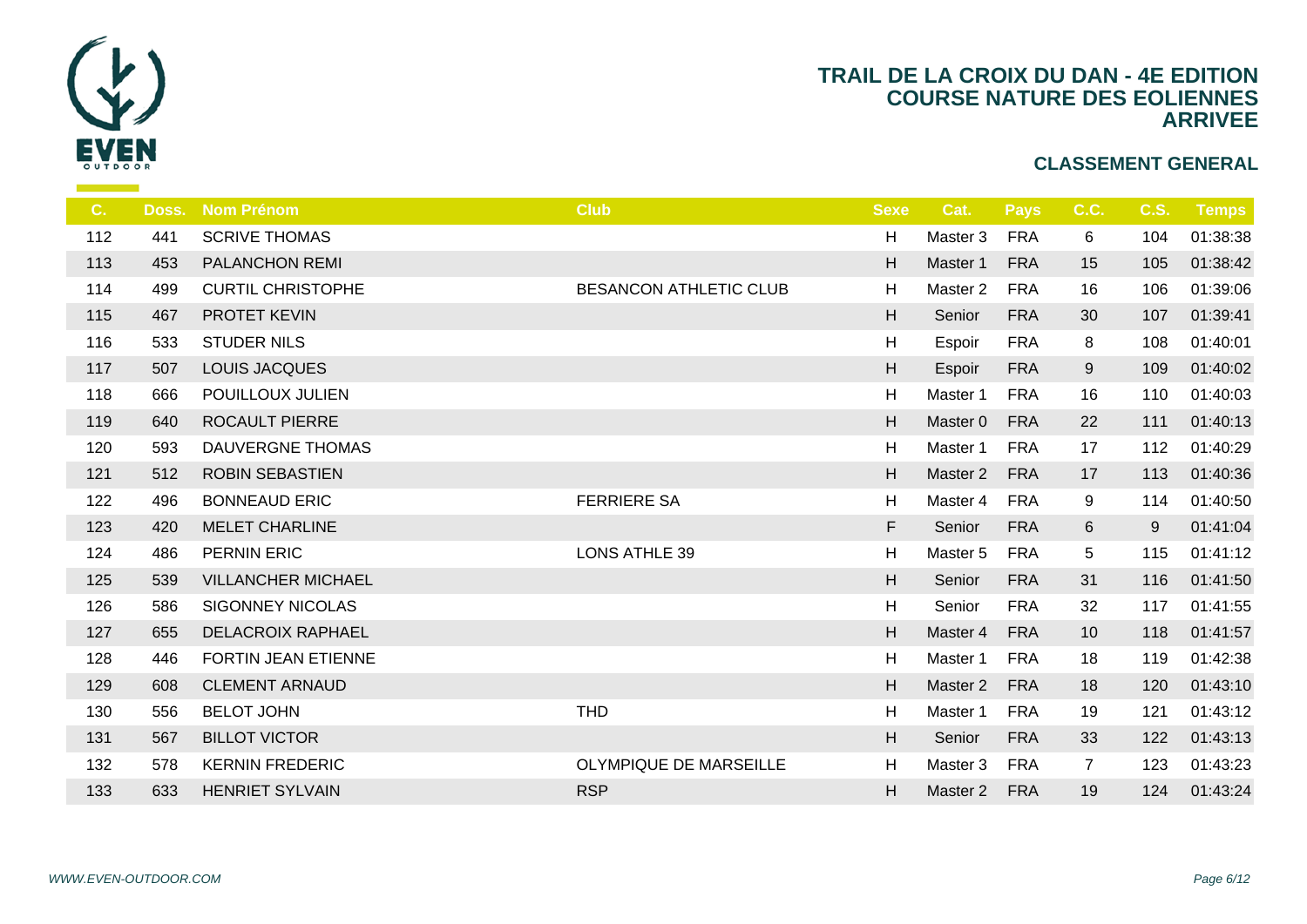# TRAIL DE LA CROIX DU DAN - 4E EDITION
# COURSE NATURE DES EOLIENNES
# ARRIVEE

## CLASSEMENT GENERAL

| C. | Doss. | Nom Prénom | Club | Sexe | Cat. | Pays | C.C. | C.S. | Temps |
|---|---|---|---|---|---|---|---|---|---|
| 112 | 441 | SCRIVE THOMAS | | H | Master 3 | FRA | 6 | 104 | 01:38:38 |
| 113 | 453 | PALANCHON REMI | | H | Master 1 | FRA | 15 | 105 | 01:38:42 |
| 114 | 499 | CURTIL CHRISTOPHE | BESANCON ATHLETIC CLUB | H | Master 2 | FRA | 16 | 106 | 01:39:06 |
| 115 | 467 | PROTET KEVIN | | H | Senior | FRA | 30 | 107 | 01:39:41 |
| 116 | 533 | STUDER NILS | | H | Espoir | FRA | 8 | 108 | 01:40:01 |
| 117 | 507 | LOUIS JACQUES | | H | Espoir | FRA | 9 | 109 | 01:40:02 |
| 118 | 666 | POUILLOUX JULIEN | | H | Master 1 | FRA | 16 | 110 | 01:40:03 |
| 119 | 640 | ROCAULT PIERRE | | H | Master 0 | FRA | 22 | 111 | 01:40:13 |
| 120 | 593 | DAUVERGNE THOMAS | | H | Master 1 | FRA | 17 | 112 | 01:40:29 |
| 121 | 512 | ROBIN SEBASTIEN | | H | Master 2 | FRA | 17 | 113 | 01:40:36 |
| 122 | 496 | BONNEAUD ERIC | FERRIERE SA | H | Master 4 | FRA | 9 | 114 | 01:40:50 |
| 123 | 420 | MELET CHARLINE | | F | Senior | FRA | 6 | 9 | 01:41:04 |
| 124 | 486 | PERNIN ERIC | LONS ATHLE 39 | H | Master 5 | FRA | 5 | 115 | 01:41:12 |
| 125 | 539 | VILLANCHER MICHAEL | | H | Senior | FRA | 31 | 116 | 01:41:50 |
| 126 | 586 | SIGONNEY NICOLAS | | H | Senior | FRA | 32 | 117 | 01:41:55 |
| 127 | 655 | DELACROIX RAPHAEL | | H | Master 4 | FRA | 10 | 118 | 01:41:57 |
| 128 | 446 | FORTIN JEAN ETIENNE | | H | Master 1 | FRA | 18 | 119 | 01:42:38 |
| 129 | 608 | CLEMENT ARNAUD | | H | Master 2 | FRA | 18 | 120 | 01:43:10 |
| 130 | 556 | BELOT JOHN | THD | H | Master 1 | FRA | 19 | 121 | 01:43:12 |
| 131 | 567 | BILLOT VICTOR | | H | Senior | FRA | 33 | 122 | 01:43:13 |
| 132 | 578 | KERNIN FREDERIC | OLYMPIQUE DE MARSEILLE | H | Master 3 | FRA | 7 | 123 | 01:43:23 |
| 133 | 633 | HENRIET SYLVAIN | RSP | H | Master 2 | FRA | 19 | 124 | 01:43:24 |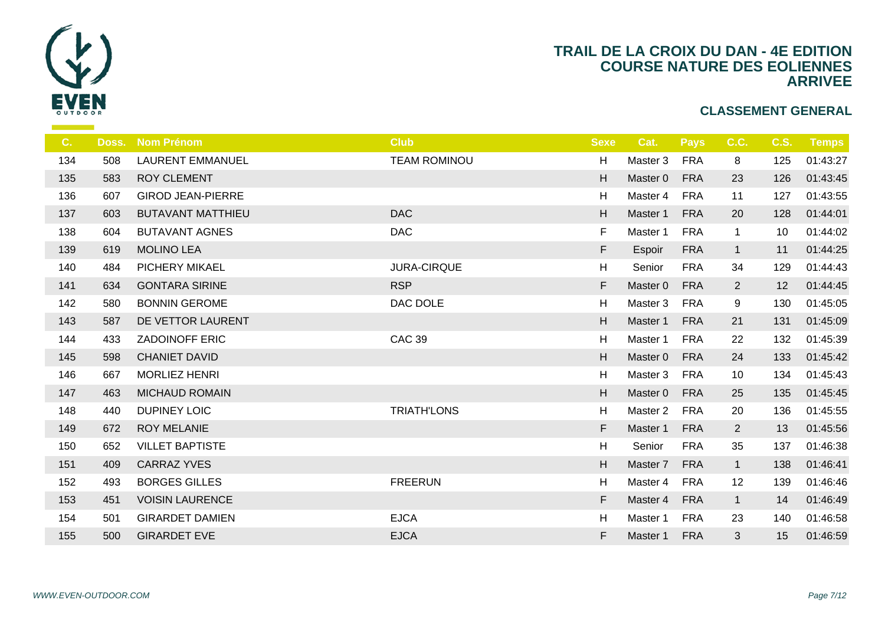# TRAIL DE LA CROIX DU DAN - 4E EDITION
## COURSE NATURE DES EOLIENNES
## ARRIVEE

### CLASSEMENT GENERAL

| C. | Doss. | Nom Prénom | Club | Sexe | Cat. | Pays | C.C. | C.S. | Temps |
|---|---|---|---|---|---|---|---|---|---|
| 134 | 508 | LAURENT EMMANUEL | TEAM ROMINOU | H | Master 3 | FRA | 8 | 125 | 01:43:27 |
| 135 | 583 | ROY CLEMENT | | H | Master 0 | FRA | 23 | 126 | 01:43:45 |
| 136 | 607 | GIROD JEAN-PIERRE | | H | Master 4 | FRA | 11 | 127 | 01:43:55 |
| 137 | 603 | BUTAVANT MATTHIEU | DAC | H | Master 1 | FRA | 20 | 128 | 01:44:01 |
| 138 | 604 | BUTAVANT AGNES | DAC | F | Master 1 | FRA | 1 | 10 | 01:44:02 |
| 139 | 619 | MOLINO LEA | | F | Espoir | FRA | 1 | 11 | 01:44:25 |
| 140 | 484 | PICHERY MIKAEL | JURA-CIRQUE | H | Senior | FRA | 34 | 129 | 01:44:43 |
| 141 | 634 | GONTARA SIRINE | RSP | F | Master 0 | FRA | 2 | 12 | 01:44:45 |
| 142 | 580 | BONNIN GEROME | DAC DOLE | H | Master 3 | FRA | 9 | 130 | 01:45:05 |
| 143 | 587 | DE VETTOR LAURENT | | H | Master 1 | FRA | 21 | 131 | 01:45:09 |
| 144 | 433 | ZADOINOFF ERIC | CAC 39 | H | Master 1 | FRA | 22 | 132 | 01:45:39 |
| 145 | 598 | CHANIET DAVID | | H | Master 0 | FRA | 24 | 133 | 01:45:42 |
| 146 | 667 | MORLIEZ HENRI | | H | Master 3 | FRA | 10 | 134 | 01:45:43 |
| 147 | 463 | MICHAUD ROMAIN | | H | Master 0 | FRA | 25 | 135 | 01:45:45 |
| 148 | 440 | DUPINEY LOIC | TRIATH'LONS | H | Master 2 | FRA | 20 | 136 | 01:45:55 |
| 149 | 672 | ROY MELANIE | | F | Master 1 | FRA | 2 | 13 | 01:45:56 |
| 150 | 652 | VILLET BAPTISTE | | H | Senior | FRA | 35 | 137 | 01:46:38 |
| 151 | 409 | CARRAZ YVES | | H | Master 7 | FRA | 1 | 138 | 01:46:41 |
| 152 | 493 | BORGES GILLES | FREERUN | H | Master 4 | FRA | 12 | 139 | 01:46:46 |
| 153 | 451 | VOISIN LAURENCE | | F | Master 4 | FRA | 1 | 14 | 01:46:49 |
| 154 | 501 | GIRARDET DAMIEN | EJCA | H | Master 1 | FRA | 23 | 140 | 01:46:58 |
| 155 | 500 | GIRARDET EVE | EJCA | F | Master 1 | FRA | 3 | 15 | 01:46:59 |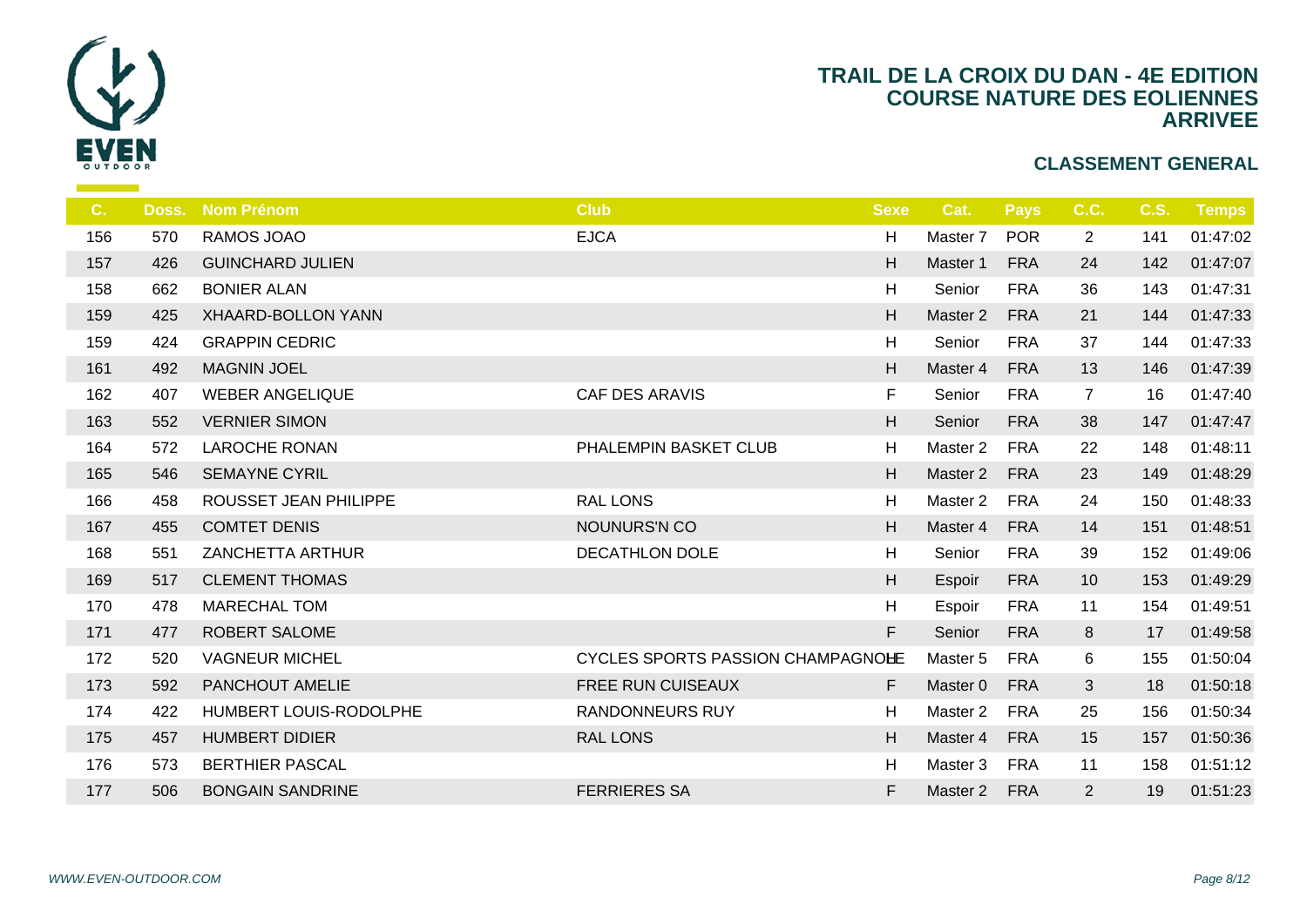# TRAIL DE LA CROIX DU DAN - 4E EDITION
# COURSE NATURE DES EOLIENNES
# ARRIVEE

## CLASSEMENT GENERAL

| C. | Doss. | Nom Prénom | Club | Sexe | Cat. | Pays | C.C. | C.S. | Temps |
|---|---|---|---|---|---|---|---|---|---|
| 156 | 570 | RAMOS JOAO | EJCA | H | Master 7 | POR | 2 | 141 | 01:47:02 |
| 157 | 426 | GUINCHARD JULIEN | | H | Master 1 | FRA | 24 | 142 | 01:47:07 |
| 158 | 662 | BONIER ALAN | | H | Senior | FRA | 36 | 143 | 01:47:31 |
| 159 | 425 | XHAARD-BOLLON YANN | | H | Master 2 | FRA | 21 | 144 | 01:47:33 |
| 159 | 424 | GRAPPIN CEDRIC | | H | Senior | FRA | 37 | 144 | 01:47:33 |
| 161 | 492 | MAGNIN JOEL | | H | Master 4 | FRA | 13 | 146 | 01:47:39 |
| 162 | 407 | WEBER ANGELIQUE | CAF DES ARAVIS | F | Senior | FRA | 7 | 16 | 01:47:40 |
| 163 | 552 | VERNIER SIMON | | H | Senior | FRA | 38 | 147 | 01:47:47 |
| 164 | 572 | LAROCHE RONAN | PHALEMPIN BASKET CLUB | H | Master 2 | FRA | 22 | 148 | 01:48:11 |
| 165 | 546 | SEMAYNE CYRIL | | H | Master 2 | FRA | 23 | 149 | 01:48:29 |
| 166 | 458 | ROUSSET JEAN PHILIPPE | RAL LONS | H | Master 2 | FRA | 24 | 150 | 01:48:33 |
| 167 | 455 | COMTET DENIS | NOUNURS'N CO | H | Master 4 | FRA | 14 | 151 | 01:48:51 |
| 168 | 551 | ZANCHETTA ARTHUR | DECATHLON DOLE | H | Senior | FRA | 39 | 152 | 01:49:06 |
| 169 | 517 | CLEMENT THOMAS | | H | Espoir | FRA | 10 | 153 | 01:49:29 |
| 170 | 478 | MARECHAL TOM | | H | Espoir | FRA | 11 | 154 | 01:49:51 |
| 171 | 477 | ROBERT SALOME | | F | Senior | FRA | 8 | 17 | 01:49:58 |
| 172 | 520 | VAGNEUR MICHEL | CYCLES SPORTS PASSION CHAMPAGNOLE | H | Master 5 | FRA | 6 | 155 | 01:50:04 |
| 173 | 592 | PANCHOUT AMELIE | FREE RUN CUISEAUX | F | Master 0 | FRA | 3 | 18 | 01:50:18 |
| 174 | 422 | HUMBERT LOUIS-RODOLPHE | RANDONNEURS RUY | H | Master 2 | FRA | 25 | 156 | 01:50:34 |
| 175 | 457 | HUMBERT DIDIER | RAL LONS | H | Master 4 | FRA | 15 | 157 | 01:50:36 |
| 176 | 573 | BERTHIER PASCAL | | H | Master 3 | FRA | 11 | 158 | 01:51:12 |
| 177 | 506 | BONGAIN SANDRINE | FERRIERES SA | F | Master 2 | FRA | 2 | 19 | 01:51:23 |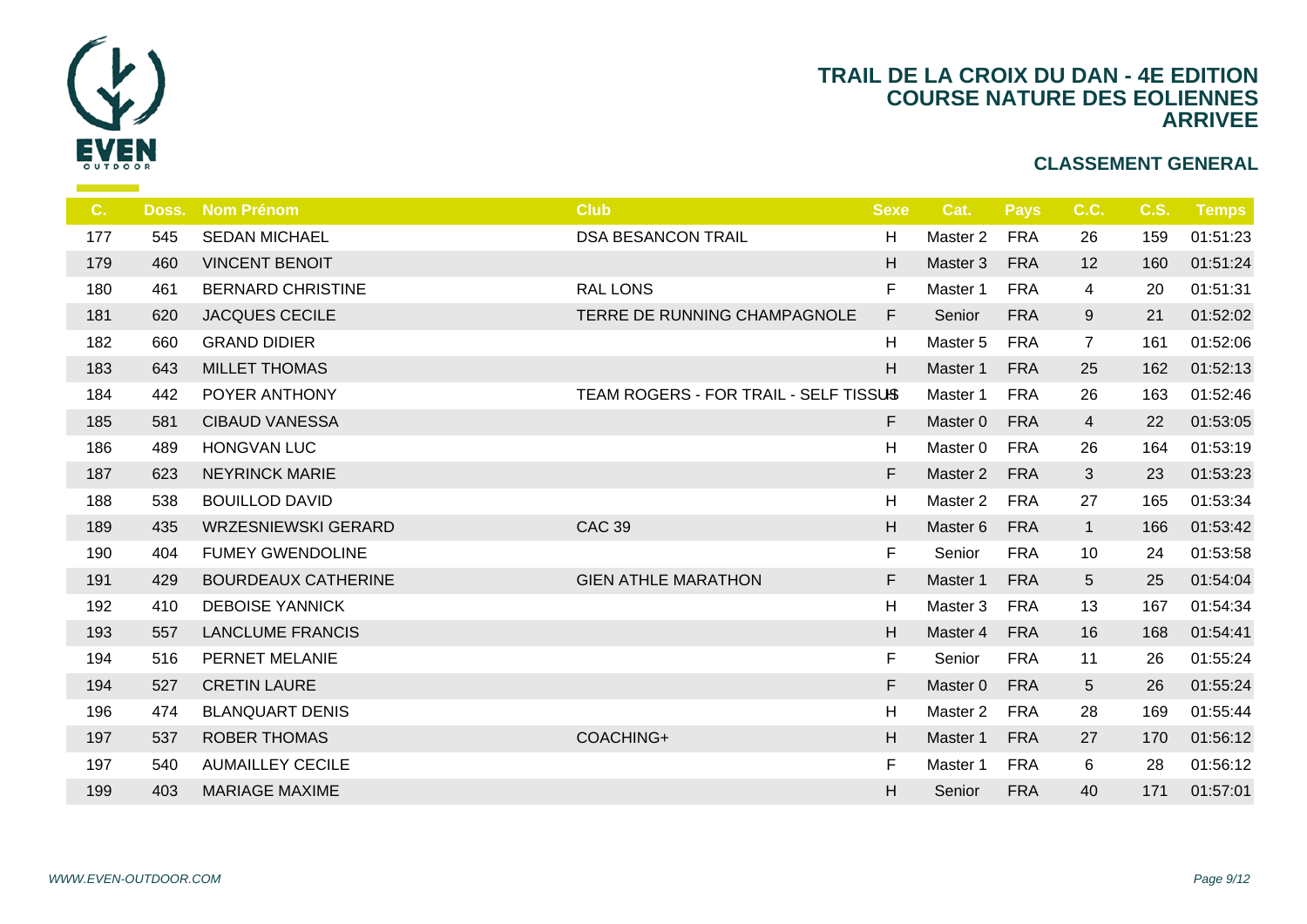# TRAIL DE LA CROIX DU DAN - 4E EDITION
## COURSE NATURE DES EOLIENNES
## ARRIVEE

### CLASSEMENT GENERAL

| C. | Doss. | Nom Prénom | Club | Sexe | Cat. | Pays | C.C. | C.S. | Temps |
|---|---|---|---|---|---|---|---|---|---|
| 177 | 545 | SEDAN MICHAEL | DSA BESANCON TRAIL | H | Master 2 | FRA | 26 | 159 | 01:51:23 |
| 179 | 460 | VINCENT BENOIT | | H | Master 3 | FRA | 12 | 160 | 01:51:24 |
| 180 | 461 | BERNARD CHRISTINE | RAL LONS | F | Master 1 | FRA | 4 | 20 | 01:51:31 |
| 181 | 620 | JACQUES CECILE | TERRE DE RUNNING CHAMPAGNOLE | F | Senior | FRA | 9 | 21 | 01:52:02 |
| 182 | 660 | GRAND DIDIER | | H | Master 5 | FRA | 7 | 161 | 01:52:06 |
| 183 | 643 | MILLET THOMAS | | H | Master 1 | FRA | 25 | 162 | 01:52:13 |
| 184 | 442 | POYER ANTHONY | TEAM ROGERS - FOR TRAIL - SELF TISSUS | H | Master 1 | FRA | 26 | 163 | 01:52:46 |
| 185 | 581 | CIBAUD VANESSA | | F | Master 0 | FRA | 4 | 22 | 01:53:05 |
| 186 | 489 | HONGVAN LUC | | H | Master 0 | FRA | 26 | 164 | 01:53:19 |
| 187 | 623 | NEYRINCK MARIE | | F | Master 2 | FRA | 3 | 23 | 01:53:23 |
| 188 | 538 | BOUILLOD DAVID | | H | Master 2 | FRA | 27 | 165 | 01:53:34 |
| 189 | 435 | WRZESNIEWSKI GERARD | CAC 39 | H | Master 6 | FRA | 1 | 166 | 01:53:42 |
| 190 | 404 | FUMEY GWENDOLINE | | F | Senior | FRA | 10 | 24 | 01:53:58 |
| 191 | 429 | BOURDEAUX CATHERINE | GIEN ATHLE MARATHON | F | Master 1 | FRA | 5 | 25 | 01:54:04 |
| 192 | 410 | DEBOISE YANNICK | | H | Master 3 | FRA | 13 | 167 | 01:54:34 |
| 193 | 557 | LANCLUME FRANCIS | | H | Master 4 | FRA | 16 | 168 | 01:54:41 |
| 194 | 516 | PERNET MELANIE | | F | Senior | FRA | 11 | 26 | 01:55:24 |
| 194 | 527 | CRETIN LAURE | | F | Master 0 | FRA | 5 | 26 | 01:55:24 |
| 196 | 474 | BLANQUART DENIS | | H | Master 2 | FRA | 28 | 169 | 01:55:44 |
| 197 | 537 | ROBER THOMAS | COACHING+ | H | Master 1 | FRA | 27 | 170 | 01:56:12 |
| 197 | 540 | AUMAILLEY CECILE | | F | Master 1 | FRA | 6 | 28 | 01:56:12 |
| 199 | 403 | MARIAGE MAXIME | | H | Senior | FRA | 40 | 171 | 01:57:01 |

*WWW.EVEN-OUTDOOR.COM*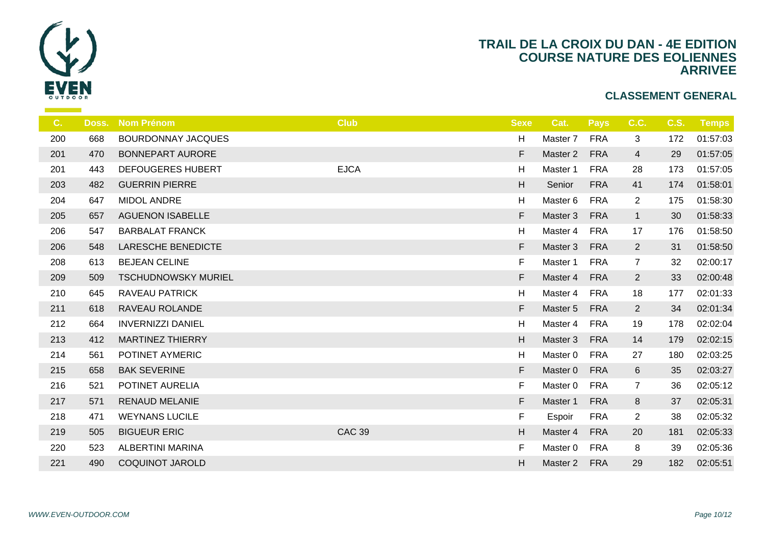# TRAIL DE LA CROIX DU DAN - 4E EDITION
## COURSE NATURE DES EOLIENNES
## ARRIVEE

### CLASSEMENT GENERAL

| C. | Doss. | Nom Prénom | Club | Sexe | Cat. | Pays | C.C. | C.S. | Temps |
|---|---|---|---|---|---|---|---|---|---|
| 200 | 668 | BOURDONNAY JACQUES | | H | Master 7 | FRA | 3 | 172 | 01:57:03 |
| 201 | 470 | BONNEPART AURORE | | F | Master 2 | FRA | 4 | 29 | 01:57:05 |
| 201 | 443 | DEFOUGERES HUBERT | EJCA | H | Master 1 | FRA | 28 | 173 | 01:57:05 |
| 203 | 482 | GUERRIN PIERRE | | H | Senior | FRA | 41 | 174 | 01:58:01 |
| 204 | 647 | MIDOL ANDRE | | H | Master 6 | FRA | 2 | 175 | 01:58:30 |
| 205 | 657 | AGUENON ISABELLE | | F | Master 3 | FRA | 1 | 30 | 01:58:33 |
| 206 | 547 | BARBALAT FRANCK | | H | Master 4 | FRA | 17 | 176 | 01:58:50 |
| 206 | 548 | LARESCHE BENEDICTE | | F | Master 3 | FRA | 2 | 31 | 01:58:50 |
| 208 | 613 | BEJEAN CELINE | | F | Master 1 | FRA | 7 | 32 | 02:00:17 |
| 209 | 509 | TSCHUDNOWSKY MURIEL | | F | Master 4 | FRA | 2 | 33 | 02:00:48 |
| 210 | 645 | RAVEAU PATRICK | | H | Master 4 | FRA | 18 | 177 | 02:01:33 |
| 211 | 618 | RAVEAU ROLANDE | | F | Master 5 | FRA | 2 | 34 | 02:01:34 |
| 212 | 664 | INVERNIZZI DANIEL | | H | Master 4 | FRA | 19 | 178 | 02:02:04 |
| 213 | 412 | MARTINEZ THIERRY | | H | Master 3 | FRA | 14 | 179 | 02:02:15 |
| 214 | 561 | POTINET AYMERIC | | H | Master 0 | FRA | 27 | 180 | 02:03:25 |
| 215 | 658 | BAK SEVERINE | | F | Master 0 | FRA | 6 | 35 | 02:03:27 |
| 216 | 521 | POTINET AURELIA | | F | Master 0 | FRA | 7 | 36 | 02:05:12 |
| 217 | 571 | RENAUD MELANIE | | F | Master 1 | FRA | 8 | 37 | 02:05:31 |
| 218 | 471 | WEYNANS LUCILE | | F | Espoir | FRA | 2 | 38 | 02:05:32 |
| 219 | 505 | BIGUEUR ERIC | CAC 39 | H | Master 4 | FRA | 20 | 181 | 02:05:33 |
| 220 | 523 | ALBERTINI MARINA | | F | Master 0 | FRA | 8 | 39 | 02:05:36 |
| 221 | 490 | COQUINOT JAROLD | | H | Master 2 | FRA | 29 | 182 | 02:05:51 |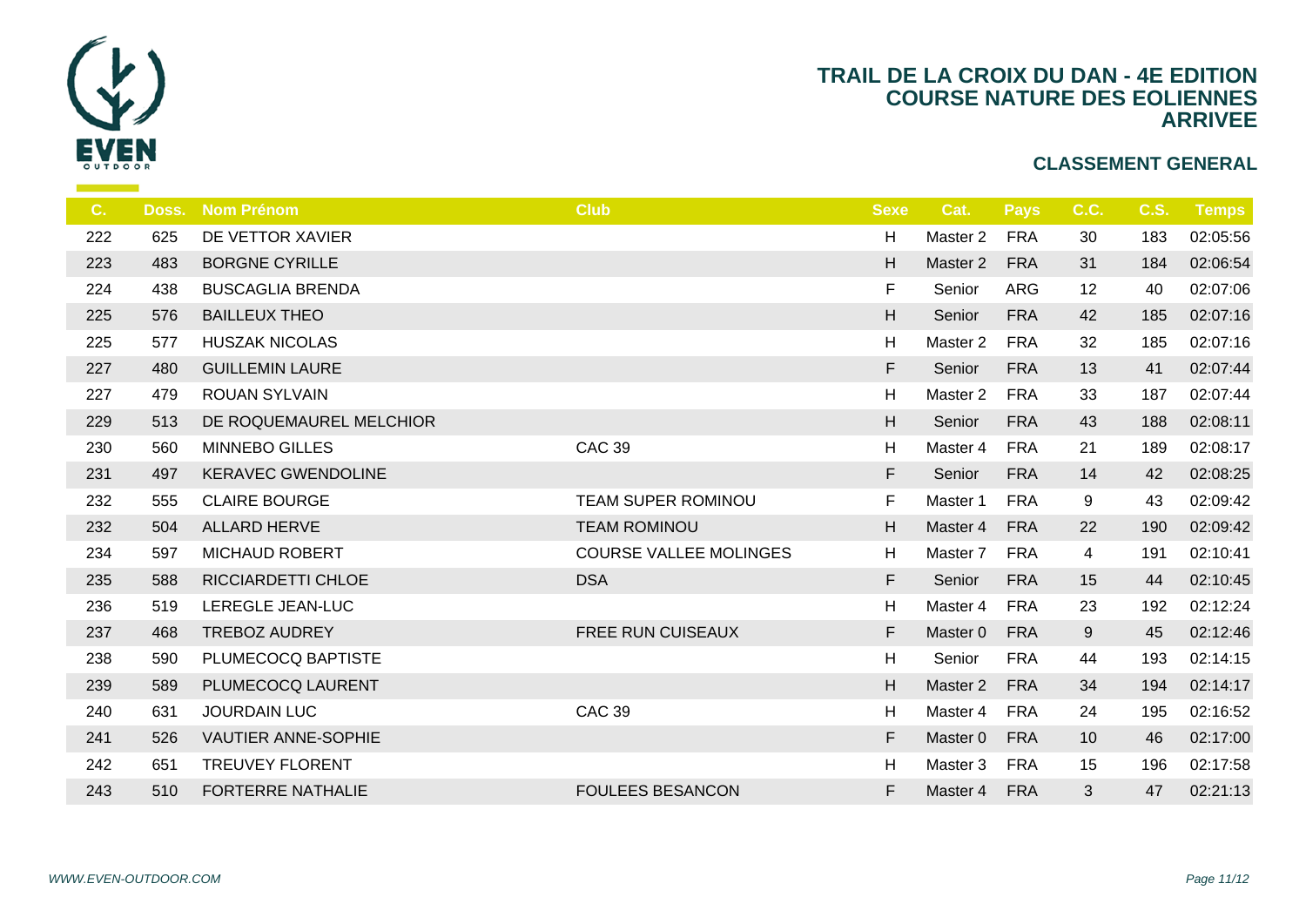# TRAIL DE LA CROIX DU DAN - 4E EDITION
## COURSE NATURE DES EOLIENNES
## ARRIVEE

### CLASSEMENT GENERAL

| C. | Doss. | Nom Prénom | Club | Sexe | Cat. | Pays | C.C. | C.S. | Temps |
|---|---|---|---|---|---|---|---|---|---|
| 222 | 625 | DE VETTOR XAVIER | | H | Master 2 | FRA | 30 | 183 | 02:05:56 |
| 223 | 483 | BORGNE CYRILLE | | H | Master 2 | FRA | 31 | 184 | 02:06:54 |
| 224 | 438 | BUSCAGLIA BRENDA | | F | Senior | ARG | 12 | 40 | 02:07:06 |
| 225 | 576 | BAILLEUX THEO | | H | Senior | FRA | 42 | 185 | 02:07:16 |
| 225 | 577 | HUSZAK NICOLAS | | H | Master 2 | FRA | 32 | 185 | 02:07:16 |
| 227 | 480 | GUILLEMIN LAURE | | F | Senior | FRA | 13 | 41 | 02:07:44 |
| 227 | 479 | ROUAN SYLVAIN | | H | Master 2 | FRA | 33 | 187 | 02:07:44 |
| 229 | 513 | DE ROQUEMAUREL MELCHIOR | | H | Senior | FRA | 43 | 188 | 02:08:11 |
| 230 | 560 | MINNEBO GILLES | CAC 39 | H | Master 4 | FRA | 21 | 189 | 02:08:17 |
| 231 | 497 | KERAVEC GWENDOLINE | | F | Senior | FRA | 14 | 42 | 02:08:25 |
| 232 | 555 | CLAIRE BOURGE | TEAM SUPER ROMINOU | F | Master 1 | FRA | 9 | 43 | 02:09:42 |
| 232 | 504 | ALLARD HERVE | TEAM ROMINOU | H | Master 4 | FRA | 22 | 190 | 02:09:42 |
| 234 | 597 | MICHAUD ROBERT | COURSE VALLEE MOLINGES | H | Master 7 | FRA | 4 | 191 | 02:10:41 |
| 235 | 588 | RICCIARDETTI CHLOE | DSA | F | Senior | FRA | 15 | 44 | 02:10:45 |
| 236 | 519 | LEREGLE JEAN-LUC | | H | Master 4 | FRA | 23 | 192 | 02:12:24 |
| 237 | 468 | TREBOZ AUDREY | FREE RUN CUISEAUX | F | Master 0 | FRA | 9 | 45 | 02:12:46 |
| 238 | 590 | PLUMECOCQ BAPTISTE | | H | Senior | FRA | 44 | 193 | 02:14:15 |
| 239 | 589 | PLUMECOCQ LAURENT | | H | Master 2 | FRA | 34 | 194 | 02:14:17 |
| 240 | 631 | JOURDAIN LUC | CAC 39 | H | Master 4 | FRA | 24 | 195 | 02:16:52 |
| 241 | 526 | VAUTIER ANNE-SOPHIE | | F | Master 0 | FRA | 10 | 46 | 02:17:00 |
| 242 | 651 | TREUVEY FLORENT | | H | Master 3 | FRA | 15 | 196 | 02:17:58 |
| 243 | 510 | FORTERRE NATHALIE | FOULEES BESANCON | F | Master 4 | FRA | 3 | 47 | 02:21:13 |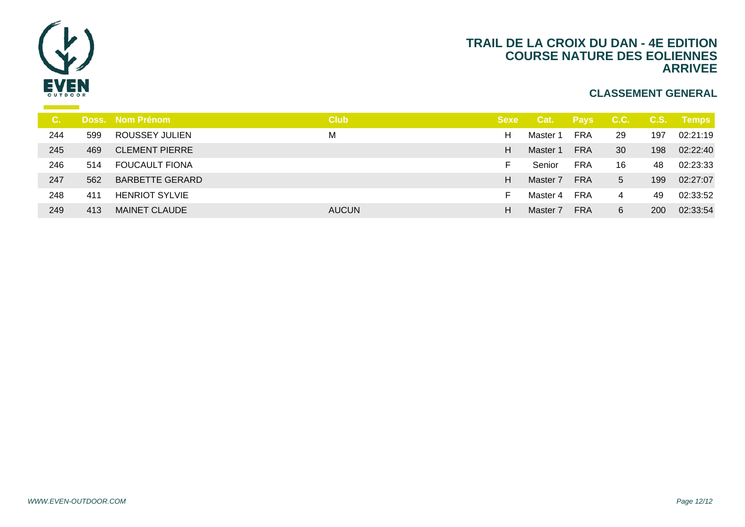# TRAIL DE LA CROIX DU DAN - 4E EDITION
## COURSE NATURE DES EOLIENNES
## ARRIVEE

### CLASSEMENT GENERAL

| C. | Doss. | Nom Prénom | Club | Sexe | Cat. | Pays | C.C. | C.S. | Temps |
|---|---|---|---|---|---|---|---|---|---|
| 244 | 599 | ROUSSEY JULIEN | M | H | Master 1 | FRA | 29 | 197 | 02:21:19 |
| 245 | 469 | CLEMENT PIERRE | | H | Master 1 | FRA | 30 | 198 | 02:22:40 |
| 246 | 514 | FOUCAULT FIONA | | F | Senior | FRA | 16 | 48 | 02:23:33 |
| 247 | 562 | BARBETTE GERARD | | H | Master 7 | FRA | 5 | 199 | 02:27:07 |
| 248 | 411 | HENRIOT SYLVIE | | F | Master 4 | FRA | 4 | 49 | 02:33:52 |
| 249 | 413 | MAINET CLAUDE | AUCUN | H | Master 7 | FRA | 6 | 200 | 02:33:54 |